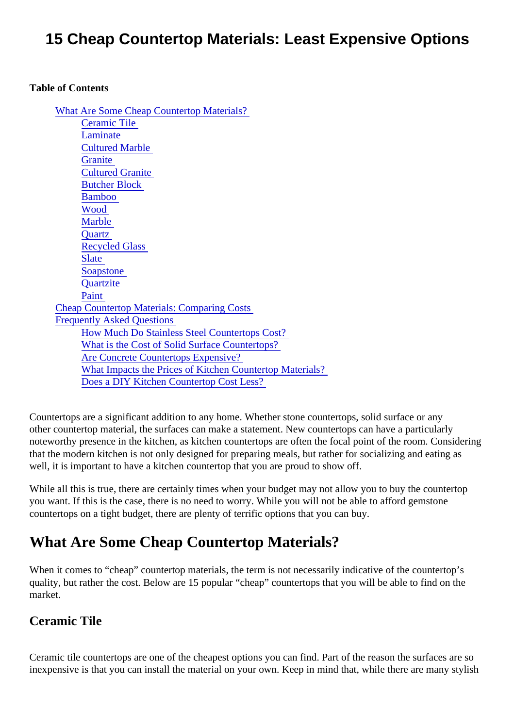# 15 Cheap Countertop Materials: Least Expensive Options

**Table of Contents**

- What Are Some Cheap Countertop Materials?
  - Ceramic Tile
  - Laminate
  - Cultured Marble
  - Granite
  - Cultured Granite
  - Butcher Block
  - Bamboo
  - Wood
  - Marble
  - Quartz
  - Recycled Glass
  - Slate
  - Soapstone
  - Quartzite
  - Paint
- Cheap Countertop Materials: Comparing Costs
- Frequently Asked Questions
  - How Much Do Stainless Steel Countertops Cost?
  - What is the Cost of Solid Surface Countertops?
  - Are Concrete Countertops Expensive?
  - What Impacts the Prices of Kitchen Countertop Materials?
  - Does a DIY Kitchen Countertop Cost Less?

Countertops are a significant addition to any home. Whether stone countertops, solid surface or any other countertop material, the surfaces can make a statement. New countertops can have a particularly noteworthy presence in the kitchen, as kitchen countertops are often the focal point of the room. Considering that the modern kitchen is not only designed for preparing meals, but rather for socializing and eating as well, it is important to have a kitchen countertop that you are proud to show off.

While all this is true, there are certainly times when your budget may not allow you to buy the countertop you want. If this is the case, there is no need to worry. While you will not be able to afford gemstone countertops on a tight budget, there are plenty of terrific options that you can buy.

## What Are Some Cheap Countertop Materials?

When it comes to "cheap" countertop materials, the term is not necessarily indicative of the countertop's quality, but rather the cost. Below are 15 popular "cheap" countertops that you will be able to find on the market.

### Ceramic Tile

Ceramic tile countertops are one of the cheapest options you can find. Part of the reason the surfaces are so inexpensive is that you can install the material on your own. Keep in mind that, while there are many stylish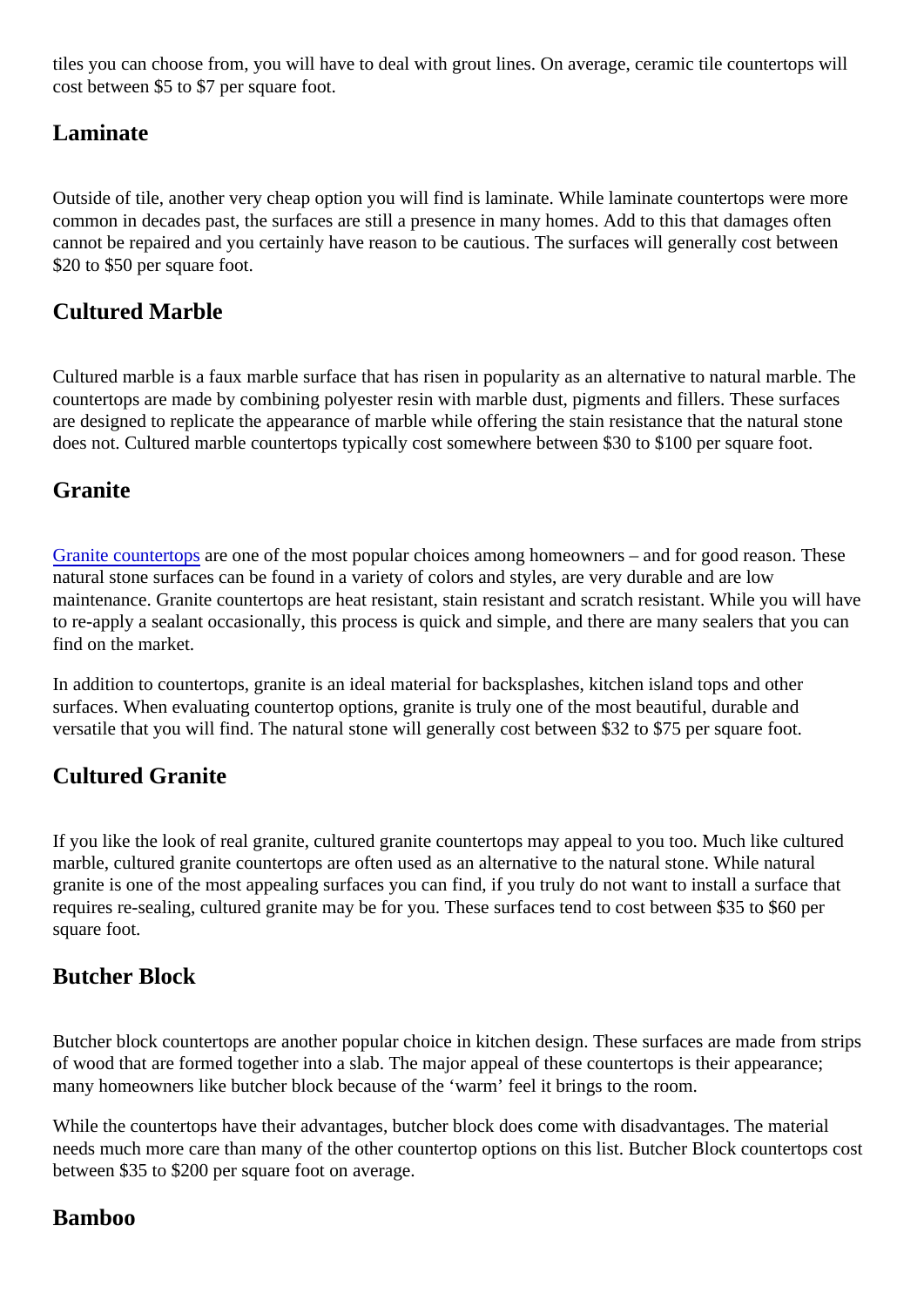tiles you can choose from, you will have to deal with grout lines. On average, ceramic tile countertops will cost between $5 to $7 per square foot.

## Laminate

Outside of tile, another very cheap option you will find is laminate. While laminate countertops were more common in decades past, the surfaces are still a presence in many homes. Add to this that damages often cannot be repaired and you certainly have reason to be cautious. The surfaces will generally cost between $20 to $50 per square foot.

## Cultured Marble

Cultured marble is a faux marble surface that has risen in popularity as an alternative to natural marble. The countertops are made by combining polyester resin with marble dust, pigments and fillers. These surfaces are designed to replicate the appearance of marble while offering the stain resistance that the natural stone does not. Cultured marble countertops typically cost somewhere between $30 to $100 per square foot.

## Granite

Granite countertops are one of the most popular choices among homeowners – and for good reason. These natural stone surfaces can be found in a variety of colors and styles, are very durable and are low maintenance. Granite countertops are heat resistant, stain resistant and scratch resistant. While you will have to re-apply a sealant occasionally, this process is quick and simple, and there are many sealers that you can find on the market.

In addition to countertops, granite is an ideal material for backsplashes, kitchen island tops and other surfaces. When evaluating countertop options, granite is truly one of the most beautiful, durable and versatile that you will find. The natural stone will generally cost between $32 to $75 per square foot.

## Cultured Granite

If you like the look of real granite, cultured granite countertops may appeal to you too. Much like cultured marble, cultured granite countertops are often used as an alternative to the natural stone. While natural granite is one of the most appealing surfaces you can find, if you truly do not want to install a surface that requires re-sealing, cultured granite may be for you. These surfaces tend to cost between $35 to $60 per square foot.

## Butcher Block

Butcher block countertops are another popular choice in kitchen design. These surfaces are made from strips of wood that are formed together into a slab. The major appeal of these countertops is their appearance; many homeowners like butcher block because of the 'warm' feel it brings to the room.

While the countertops have their advantages, butcher block does come with disadvantages. The material needs much more care than many of the other countertop options on this list. Butcher Block countertops cost between $35 to $200 per square foot on average.

## Bamboo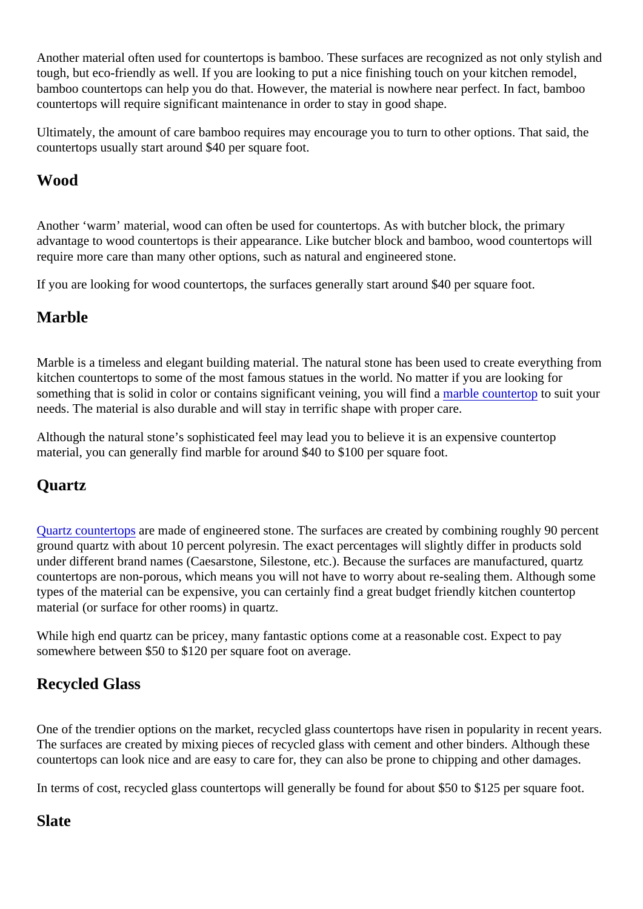Another material often used for countertops is bamboo. These surfaces are recognized as not only stylish and tough, but eco-friendly as well. If you are looking to put a nice finishing touch on your kitchen remodel, bamboo countertops can help you do that. However, the material is nowhere near perfect. In fact, bamboo countertops will require significant maintenance in order to stay in good shape.

Ultimately, the amount of care bamboo requires may encourage you to turn to other options. That said, the countertops usually start around $40 per square foot.

## Wood

Another 'warm' material, wood can often be used for countertops. As with butcher block, the primary advantage to wood countertops is their appearance. Like butcher block and bamboo, wood countertops will require more care than many other options, such as natural and engineered stone.

If you are looking for wood countertops, the surfaces generally start around $40 per square foot.

## Marble

Marble is a timeless and elegant building material. The natural stone has been used to create everything from kitchen countertops to some of the most famous statues in the world. No matter if you are looking for something that is solid in color or contains significant veining, you will find a marble countertop to suit your needs. The material is also durable and will stay in terrific shape with proper care.

Although the natural stone's sophisticated feel may lead you to believe it is an expensive countertop material, you can generally find marble for around $40 to $100 per square foot.

## Quartz

Quartz countertops are made of engineered stone. The surfaces are created by combining roughly 90 percent ground quartz with about 10 percent polyresin. The exact percentages will slightly differ in products sold under different brand names (Caesarstone, Silestone, etc.). Because the surfaces are manufactured, quartz countertops are non-porous, which means you will not have to worry about re-sealing them. Although some types of the material can be expensive, you can certainly find a great budget friendly kitchen countertop material (or surface for other rooms) in quartz.

While high end quartz can be pricey, many fantastic options come at a reasonable cost. Expect to pay somewhere between $50 to $120 per square foot on average.

## Recycled Glass

One of the trendier options on the market, recycled glass countertops have risen in popularity in recent years. The surfaces are created by mixing pieces of recycled glass with cement and other binders. Although these countertops can look nice and are easy to care for, they can also be prone to chipping and other damages.

In terms of cost, recycled glass countertops will generally be found for about $50 to $125 per square foot.

## Slate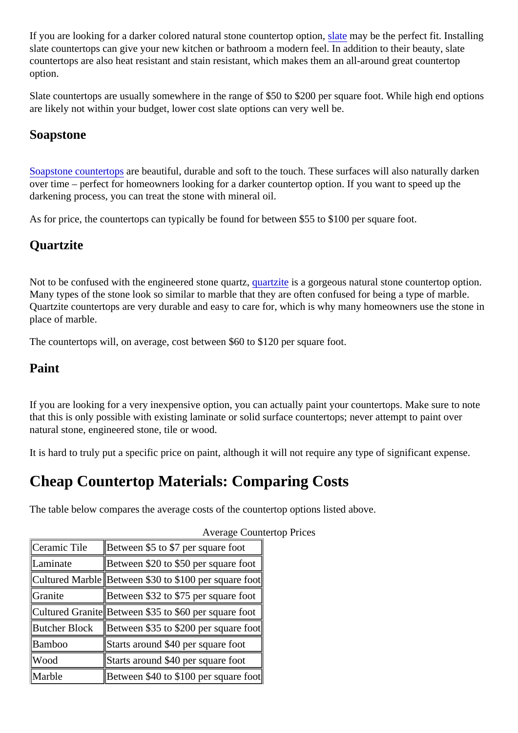If you are looking for a darker colored natural stone countertop option, slate may be the perfect fit. Installing slate countertops can give your new kitchen or bathroom a modern feel. In addition to their beauty, slate countertops are also heat resistant and stain resistant, which makes them an all-around great countertop option.

Slate countertops are usually somewhere in the range of $50 to $200 per square foot. While high end options are likely not within your budget, lower cost slate options can very well be.

### Soapstone

Soapstone countertops are beautiful, durable and soft to the touch. These surfaces will also naturally darken over time – perfect for homeowners looking for a darker countertop option. If you want to speed up the darkening process, you can treat the stone with mineral oil.

As for price, the countertops can typically be found for between $55 to $100 per square foot.

### Quartzite

Not to be confused with the engineered stone quartz, quartzite is a gorgeous natural stone countertop option. Many types of the stone look so similar to marble that they are often confused for being a type of marble. Quartzite countertops are very durable and easy to care for, which is why many homeowners use the stone in place of marble.

The countertops will, on average, cost between $60 to $120 per square foot.

### Paint

If you are looking for a very inexpensive option, you can actually paint your countertops. Make sure to note that this is only possible with existing laminate or solid surface countertops; never attempt to paint over natural stone, engineered stone, tile or wood.

It is hard to truly put a specific price on paint, although it will not require any type of significant expense.

## Cheap Countertop Materials: Comparing Costs

The table below compares the average costs of the countertop options listed above.

Average Countertop Prices

| | |
|---|---|
| Ceramic Tile | Between $5 to $7 per square foot |
| Laminate | Between $20 to $50 per square foot |
| Cultured Marble | Between $30 to $100 per square foot |
| Granite | Between $32 to $75 per square foot |
| Cultured Granite | Between $35 to $60 per square foot |
| Butcher Block | Between $35 to $200 per square foot |
| Bamboo | Starts around $40 per square foot |
| Wood | Starts around $40 per square foot |
| Marble | Between $40 to $100 per square foot |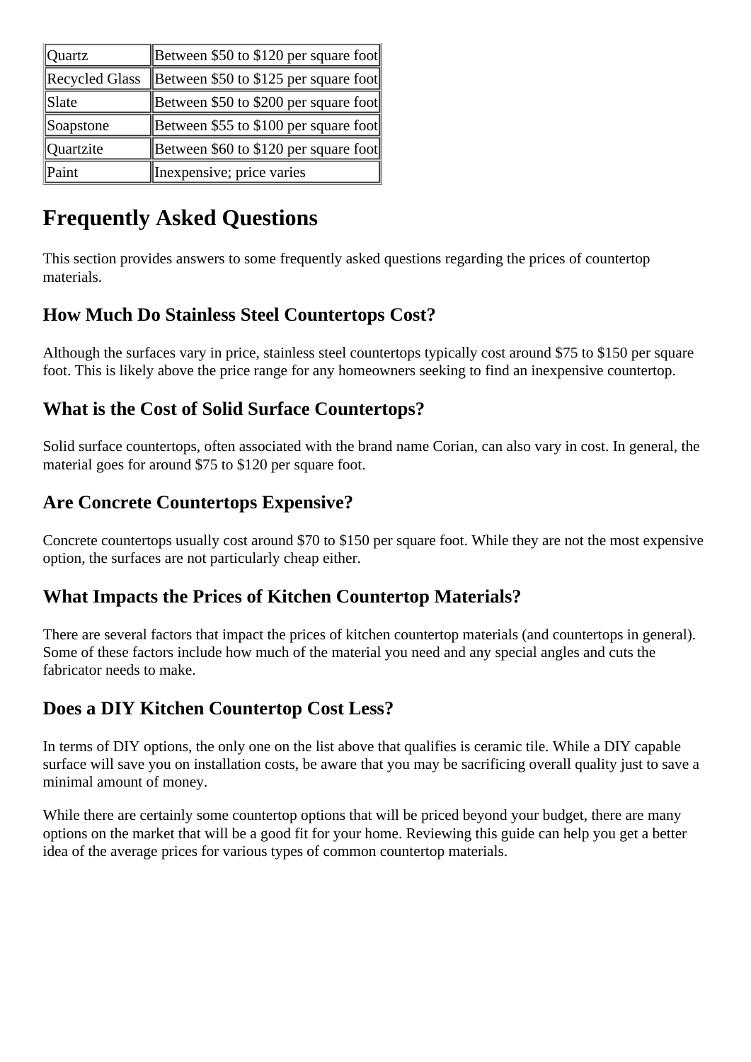| | |
|---|---|
| Quartz | Between $50 to $120 per square foot |
| Recycled Glass | Between $50 to $125 per square foot |
| Slate | Between $50 to $200 per square foot |
| Soapstone | Between $55 to $100 per square foot |
| Quartzite | Between $60 to $120 per square foot |
| Paint | Inexpensive; price varies |

## Frequently Asked Questions

This section provides answers to some frequently asked questions regarding the prices of countertop materials.

### How Much Do Stainless Steel Countertops Cost?

Although the surfaces vary in price, stainless steel countertops typically cost around $75 to $150 per square foot. This is likely above the price range for any homeowners seeking to find an inexpensive countertop.

### What is the Cost of Solid Surface Countertops?

Solid surface countertops, often associated with the brand name Corian, can also vary in cost. In general, the material goes for around $75 to $120 per square foot.

### Are Concrete Countertops Expensive?

Concrete countertops usually cost around $70 to $150 per square foot. While they are not the most expensive option, the surfaces are not particularly cheap either.

### What Impacts the Prices of Kitchen Countertop Materials?

There are several factors that impact the prices of kitchen countertop materials (and countertops in general). Some of these factors include how much of the material you need and any special angles and cuts the fabricator needs to make.

### Does a DIY Kitchen Countertop Cost Less?

In terms of DIY options, the only one on the list above that qualifies is ceramic tile. While a DIY capable surface will save you on installation costs, be aware that you may be sacrificing overall quality just to save a minimal amount of money.

While there are certainly some countertop options that will be priced beyond your budget, there are many options on the market that will be a good fit for your home. Reviewing this guide can help you get a better idea of the average prices for various types of common countertop materials.